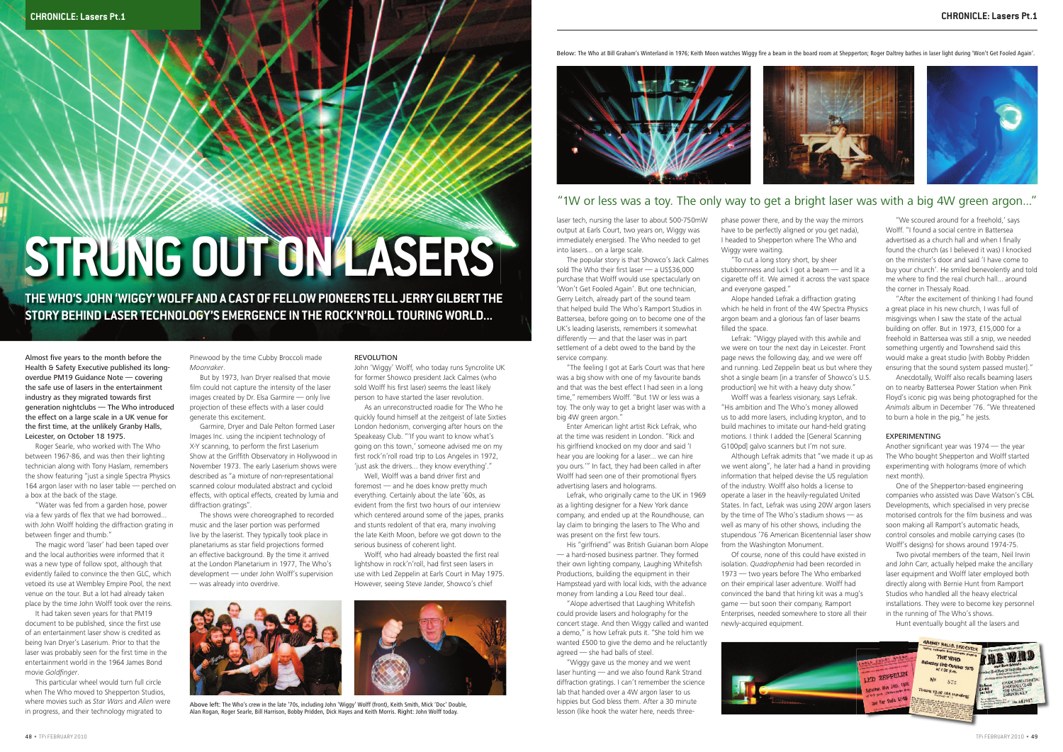# STRUNG OUT ON LASERS

## THE WHO'S JOHN 'WIGGY' WOLFF AND A CAST OF FELLOW PIONEERS TELL JERRY GILBERT THE STORY BEHIND LASER TECHNOLOGY'S EMERGENCE IN THE ROCK'N'ROLL TOURING WORLD...

Almost five years to the month before the Health & Safety Executive published its long-overdue PM19 Guidance Note — covering the safe use of lasers in the entertainment industry as they migrated towards first generation nightclubs — The Who introduced the effect on a large scale in a UK venue for the first time, at the unlikely Granby Halls, Leicester, on October 18 1975.

Roger Searle, who worked with The Who between 1967-86, and was then their lighting technician along with Tony Haslam, remembers the show featuring "just a single Spectra Physics 164 argon laser with no laser table — perched on a box at the back of the stage.

"Water was fed from a garden hose, power via a few yards of flex that we had borrowed... with John Wolff holding the diffraction grating in between finger and thumb."

The magic word 'laser' had been taped over and the local authorities were informed that it was a new type of follow spot, although that evidently failed to convince the then GLC, which vetoed its use at Wembley Empire Pool, the next venue on the tour. But a lot had already taken place by the time John Wolff took over the reins.

It had taken seven years for that PM19 document to be published, since the first use of an entertainment laser show is credited as being Ivan Dryer's Laserium. Prior to that the laser was probably seen for the first time in the entertainment world in the 1964 James Bond movie *Goldfinger*.

This particular wheel would turn full circle when The Who moved to Shepperton Studios, where movies such as *Star Wars* and *Alien* were in progress, and their technology migrated to Pinewood by the time Cubby Broccoli made *Moonraker*.

But by 1973, Ivan Dryer realised that movie film could not capture the intensity of the laser images created by Dr. Elsa Garmire — only live projection of these effects with a laser could generate this excitement.

Garmire, Dryer and Dale Pelton formed Laser Images Inc. using the incipient technology of X-Y scanning, to perform the first Laserium Show at the Griffith Observatory in Hollywood in November 1973. The early Laserium shows were described as "a mixture of non-representational scanned colour modulated abstract and cycloid effects, with optical effects, created by lumia and diffraction gratings".

The shows were choreographed to recorded music and the laser portion was performed live by the laserist. They typically took place in planetariums as star field projections formed an effective background. By the time it arrived at the London Planetarium in 1977, The Who's development — under John Wolff's supervision — was already into overdrive.

### REVOLUTION

John 'Wiggy' Wolff, who today runs Syncrolite UK for former Showco president Jack Calmes (who sold Wolff his first laser) seems the least likely person to have started the laser revolution.

As an unreconstructed roadie for The Who he quickly found himself at the zeitgeist of late Sixties London hedonism, converging after hours on the Speakeasy Club. "'If you want to know what's going on this town,' someone advised me on my first rock'n'roll road trip to Los Angeles in 1972, 'just ask the drivers... they know everything'."

Well, Wolff was a band driver first and foremost — and he does know pretty much everything. Certainly about the late '60s, as evident from the first two hours of our interview which centered around some of the japes, pranks and stunts redolent of that era, many involving the late Keith Moon, before we got down to the serious business of coherent light.

Wolff, who had already boasted the first real lightshow in rock'n'roll, had first seen lasers in use with Led Zeppelin at Earls Court in May 1975. However, seeing Steve Jander, Showco's chief laser tech, nursing the laser to about 500-750mW output at Earls Court, two years on, Wiggy was immediately energised. The Who needed to get into lasers... on a large scale.

The popular story is that Showco's Jack Calmes sold The Who their first laser — a US$36,000 purchase that Wolff would use spectacularly on 'Won't Get Fooled Again'. But one technician, Gerry Leitch, already part of the sound team that helped build The Who's Ramport Studios in Battersea, before going on to become one of the UK's leading laserists, remembers it somewhat differently — and that the laser was in part settlement of a debt owed to the band by the service company.

"The feeling I got at Earls Court was that here was a big show with one of my favourite bands and that was the best effect I had seen in a long time," remembers Wolff. "But 1W or less was a toy. The only way to get a bright laser was with a big 4W green argon."

Enter American light artist Rick Lefrak, who at the time was resident in London. "Rick and his girlfriend knocked on my door and said 'I hear you are looking for a laser... we can hire you ours.'" In fact, they had been called in after Wolff had seen one of their promotional flyers advertising lasers and holograms.

Lefrak, who originally came to the UK in 1969 as a lighting designer for a New York dance company, and ended up at the Roundhouse, can lay claim to bringing the lasers to The Who and was present on the first few tours.

His "girlfriend" was British Guianan born Alope — a hard-nosed business partner. They formed their own lighting company, Laughing Whitefish Productions, building the equipment in their Hampstead yard with local kids, with the advance money from landing a Lou Reed tour deal..

"Alope advertised that Laughing Whitefish could provide lasers and holography for the concert stage. And then Wiggy called and wanted a demo," is how Lefrak puts it. "She told him we wanted £500 to give the demo and he reluctantly agreed — she had balls of steel.

"Wiggy gave us the money and we went laser hunting — and we also found Rank Strand diffraction gratings. I can't remember the science lab that handed over a 4W argon laser to us hippies but God bless them. After a 30 minute lesson (like hook the water here, needs three-phase power there, and by the way the mirrors have to be perfectly aligned or you get nada), I headed to Shepperton where The Who and Wiggy were waiting.

"To cut a long story short, by sheer stubbornness and luck I got a beam — and lit a cigarette off it. We aimed it across the vast space and everyone gasped."

Alope handed Lefrak a diffraction grating which he held in front of the 4W Spectra Physics argon beam and a glorious fan of laser beams filled the space.

Lefrak: "Wiggy played with this awhile and we were on tour the next day in Leicester. Front phase power was following day, and we were off and running. Led Zeppelin beat us but where they shot a single beam [in a transfer of Showco's U.S. production] we hit with a heavy duty show."

Wolff was a fearless visionary, says Lefrak. "His ambition and The Who's money allowed us to add more lasers, including krypton, and to build machines to imitate our hand-held grating motions. I think I added the [General Scanning G100pd] galvo scanners but I'm not sure.

Although Lefrak admits that "we made it up as we went along", he later had a hand in providing information that helped devise the US regulation of the industry. Wolff also holds a license to operate a laser in the heavily-regulated United States. In fact, Lefrak was using 20W argon lasers by the time of The Who's stadium shows — as well as many of his other shows, including the stupendous '76 American Bicentennial laser show from the Washington Monument.

Of course, none of this could have existed in isolation. *Quadrophenia* had been recorded in 1973 — two years before The Who embarked on their empirical laser adventure. Wolff had convinced the band that hiring kit was a mug's game — but soon their company, Ramport Enterprises, needed somewhere to store all their newly-acquired equipment.

"We scoured around for a freehold,' says Wolff. "I found a social centre in Battersea advertised as a church hall and when I finally found the church (as I believed it was) I knocked on the minister's door and said 'I have come to buy your church'. He smiled benevolently and told me where to find the real church hall... around the corner in Thessaly Road.

"After the excitement of thinking I had found a great place in his new church, I was full of misgivings when I saw the state of the actual building on offer. But in 1973, £15,000 for a freehold in Battersea was still a snip, we needed something urgently and Townshend said this would make a great studio [with Bobby Pridden ensuring that the sound system passed muster]."

Anecdotally, Wolff also recalls beaming lasers on to nearby Battersea Power Station when Pink Floyd's iconic pig was being photographed for the *Animals* album in December '76. "We threatened to burn a hole in the pig," he jests.

### EXPERIMENTING

Another significant year was 1974 — the year The Who bought Shepperton and Wolff started experimenting with holograms (more of which next month).

One of the Shepperton-based engineering companies who assisted was Dave Watson's C&L Developments, which specialised in very precise motorised controls for the film business and was soon making all Ramport's automatic heads, control consoles and mobile carrying cases (to Wolff's designs) for shows around 1974-75.

Two pivotal members of the team, Neil Irwin and John Carr, actually helped make the ancillary laser equipment and Wolff later employed both directly along with Bernie Hunt from Ramport Studios who handled all the heavy electrical installations. They were to become key personnel in the running of The Who's shows.

Hunt eventually bought all the lasers and

Above left: The Who's crew in the late '70s, including John 'Wiggy' Wolff (front), Keith Smith, Mick 'Doc' Double, Alan Rogan, Roger Searle, Bill Harrison, Bobby Pridden, Dick Hayes and Keith Morris. Right: John Wolff today.

Below: The Who at Bill Graham's Winterland in 1976; Keith Moon watches Wiggy fire a beam in the board room at Shepperton; Roger Daltrey bathes in laser light during 'Won't Get Fooled Again'.

> "1W or less was a toy. The only way to get a bright laser was with a big 4W green argon..."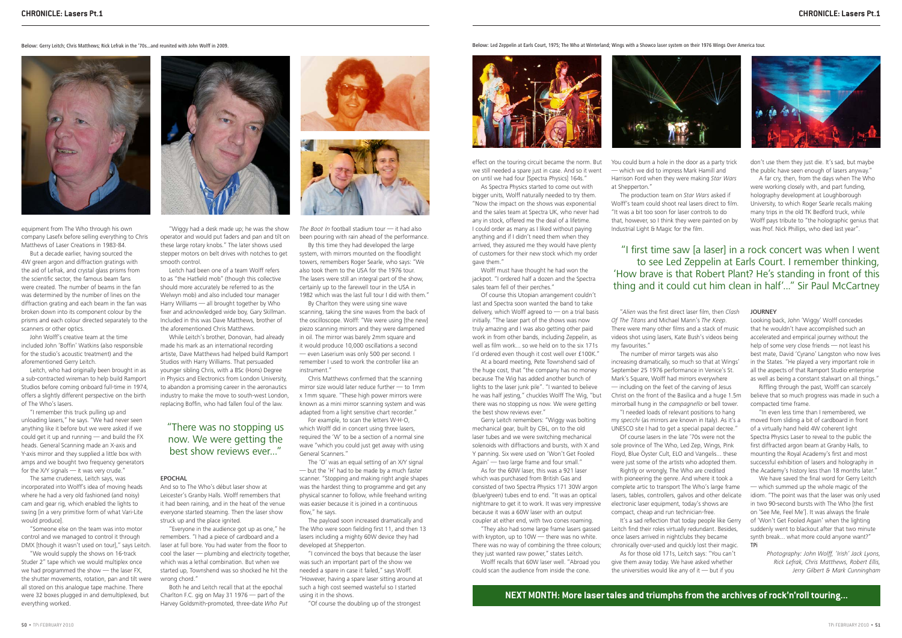Below: Gerry Leitch; Chris Matthews; Rick Lefrak in the '70s...and reunited with John Wolff in 2009.

equipment from The Who through his own company Lasefx before selling everything to Chris Matthews of Laser Creations in 1983-84.

But a decade earlier, having sourced the 4W green argon and diffraction gratings with the aid of Lefrak, and crystal glass prisms from the scientific sector, the famous beam fans were created. The number of beams in the fan was determined by the number of lines on the diffraction grating and each beam in the fan was broken down into its component colour by the prisms and each colour directed separately to the scanners or other optics.

John Wolff's creative team at the time included John 'Boffin' Watkins (also responsible for the studio's acoustic treatment) and the aforementioned Gerry Leitch.

Leitch, who had originally been brought in as a sub-contracted wireman to help build Ramport Studios before coming onboard full-time in 1974, offers a slightly different perspective on the birth of The Who's lasers.

"I remember this truck pulling up and unloading lasers," he says. "We had never seen anything like it before but we were asked if we could get it up and running — and build the FX heads. General Scanning made an X-axis and Y-axis mirror and they supplied a little box with amps and we bought two frequency generators for the X/Y signals — it was very crude."

The same crudeness, Leitch says, was incorporated into Wolff's idea of moving heads where he had a very old fashioned (and noisy) cam and gear rig, which enabled the lights to swing [in a very primitive form of what Vari-Lite would produce].

"Someone else on the team was into motor control and we managed to control it through DMX [though it wasn't used on tour]," says Leitch.

"We would supply the shows on 16-track Studer 2" tape which we would multiplex once we had programmed the show — the laser FX, the shutter movements, rotation, pan and tilt were all stored on this analogue tape machine. There were 32 boxes plugged in and demultiplexed, but everything worked.

"Wiggy had a desk made up; he was the show operator and would put faders and pan and tilt on these large rotary knobs." The later shows used stepper motors on belt drives with notches to get smooth control.

Leitch had been one of a team Wolff refers to as "the Hatfield mob" (though this collective should more accurately be referred to as the Welwyn mob) and also included tour manager Harry Williams — all brought together by Who fixer and acknowledged wide boy, Gary Skillman. Included in this was Dave Matthews, brother of the aforementioned Chris Matthews.

While Leitch's brother, Donovan, had already made his mark as an international recording artiste, Dave Matthews had helped build Ramport Studios with Harry Williams. That persuaded younger sibling Chris, with a BSc (Hons) Degree in Physics and Electronics from London University, to abandon a promising career in the aeronautics industry to make the move to south-west London, replacing Boffin, who had fallen foul of the law.

> "There was no stopping us now. We were getting the best show reviews ever..."

### EPOCHAL

And so to The Who's début laser show at Leicester's Granby Halls. Wolff remembers that it had been raining, and in the heat of the venue everyone started steaming. Then the laser show struck up and the place ignited.

"Everyone in the audience got up as one," he remembers. "I had a piece of cardboard and a laser at full bore. You had water from the floor to cool the laser — plumbing and electricity together, which was a lethal combination. But when we started up, Townshend was so shocked he hit the wrong chord."

Both he and Leitch recall that at the epochal Charlton F.C. gig on May 31 1976 — part of the Harvey Goldsmith-promoted, three-date *Who Put The Boot In* football stadium tour — it had also been pouring with rain ahead of the performance.

By this time they had developed the large system, with mirrors mounted on the floodlight towers, remembers Roger Searle, who says: "We also took them to the USA for the 1976 tour. The lasers were still an integral part of the show, certainly up to the farewell tour in the USA in 1982 which was the last full tour I did with them."

By Charlton they were using sine wave scanning, taking the sine waves from the back of the oscilloscope. Wolff: "We were using [the new] piezo scanning mirrors and they were dampened in oil. The mirror was barely 2mm square and it would produce 10,000 oscillations a second — even Laserium was only 500 per second. I remember I used to work the controller like an instrument."

Chris Matthews confirmed that the scanning mirror size would later reduce further — to 1mm x 1mm square. "These high power mirrors were known as a mini mirror scanning system and was adapted from a light sensitive chart recorder."

For example, to scan the letters W-H-O, which Wolff did in concert using three lasers, required the 'W' to be a section of a normal sine wave "which you could just get away with using General Scanners."

The 'O' was an equal setting of an X/Y signal — but the 'H' had to be made by a much faster scanner. "Stopping and making right angle shapes was the hardest thing to programme and get any physical scanner to follow, while freehand writing was easier because it is joined in a continuous flow," he says.

The payload soon increased dramatically and The Who were soon fielding first 11, and then 13 lasers including a mighty 60W device they had developed at Shepperton.

"I convinced the boys that because the laser was such an important part of the show we needed a spare in case it failed," says Wolff. "However, having a spare laser sitting around at such a high cost seemed wasteful so I started using it in the shows.

"Of course the doubling up of the strongest effect on the touring circuit became the norm. But we still needed a spare just in case. And so it went on until we had four [Spectra Physics] 164s."

As Spectra Physics started to come out with bigger units, Wolff naturally needed to try them. "Now the impact on the shows was exponential and the sales team at Spectra UK, who never had any in stock, offered me the deal of a lifetime. I could order as many as I liked without paying anything and if I didn't need them when they arrived, they assured me they would have plenty of customers for their new stock which my order gave them."

Wolff must have thought he had won the jackpot. "I ordered half a dozen and the Spectra sales team fell off their perches."

Of course this Utopian arrangement couldn't last and Spectra soon wanted the band to take delivery, which Wolff agreed to — on a trial basis initially. "The laser part of the shows was now truly amazing and I was also getting other paid work in from other bands, including Zeppelin, as well as film work... so we held on to the six 171s I'd ordered even though it cost well over £100K."

At a board meeting, Pete Townshend said of the huge cost, that "the company has no money because The Wig has added another bunch of lights to the laser junk pile". "I wanted to believe he was half jesting," chuckles Wolff The Wig, "but there was no stopping us now. We were getting the best show reviews ever."

Gerry Leitch remembers: "Wiggy was bolting mechanical gear, built by C&L, on to the old laser tubes and we were switching mechanical solenoids with diffractions and bursts, with X and Y panning. Six were used on 'Won't Get Fooled Again' — two large frame and four small."

As for the 60W laser, this was a 921 laser which was purchased from British Gas and consisted of two Spectra Physics 171 30W argon (blue/green) tubes end to end. "It was an optical nightmare to get it to work. It was very impressive because it was a 60W laser with an output coupler at either end, with two cones roaming.

"They also had some large frame lasers gassed with krypton, up to 10W — there was no white. There was no way of combining the three colours; they just wanted raw power," states Leitch.

Wolff recalls that 60W laser well. "Abroad you could scan the audience from inside the cone. You could burn a hole in the door as a party trick — which we did to impress Mark Hamill and Harrison Ford when they were making *Star Wars* at Shepperton."

The production team on *Star Wars* asked if Wolff's team could shoot real lasers direct to film. "It was a bit too soon for laser controls to do that, however, so I think they were painted on by Industrial Light & Magic for the film.

Below: Led Zeppelin at Earls Court, 1975; The Who at Winterland; Wings with a Showco laser system on their 1976 Wings Over America tour.

> "I first time saw [a laser] in a rock concert was when I went to see Led Zeppelin at Earls Court. I remember thinking, 'How brave is that Robert Plant? He's standing in front of this thing and it could cut him clean in half'..." Sir Paul McCartney

"*Alien* was the first direct laser film, then *Clash Of The Titans* and Michael Mann's *The Keep*. There were many other films and a stack of music videos shot using lasers, Kate Bush's videos being my favourites."

The number of mirror targets was also increasing dramatically, so much so that at Wings' September 25 1976 performance in Venice's St. Mark's Square, Wolff had mirrors everywhere — including on the feet of the carving of Jesus Christ on the front of the Basilica and a huge 1.5m mirrorball hung in the *campagnello* or bell tower.

"I needed loads of relevant positions to hang my *specchi* (as mirrors are known in Italy). As it's a UNESCO site I had to get a special papal decree."

Of course lasers in the late '70s were not the sole province of The Who, Led Zep, Wings, Pink Floyd, Blue Öyster Cult, ELO and Vangelis... these were just some of the artists who adopted them.

Rightly or wrongly, The Who are credited with pioneering the genre. And where it took a complete artic to transport The Who's large frame lasers, tables, controllers, galvos and other delicate electronic laser equipment, today's shows are compact, cheap and run technician-free.

It's a sad reflection that today people like Gerry Leitch find their roles virtually redundant. Besides, once lasers arrived in nightclubs they became chronically over-used and quickly lost their magic.

As for those old 171s, Leitch says: "You can't give them away today. We have asked whether the universities would like any of it — but if you don't use them they just die. It's sad, but maybe the public have seen enough of lasers anyway."

A far cry, then, from the days when The Who were working closely with, and part funding, holography development at Loughborough University, to which Roger Searle recalls making many trips in the old TK Bedford truck, while Wolff pays tribute to "the holographic genius that was Prof. Nick Phillips, who died last year".

### JOURNEY

Looking back, John 'Wiggy' Wolff concedes that he wouldn't have accomplished such an accelerated and empirical journey without the help of some very close friends — not least his best mate, David 'Cyrano' Langston who now lives in the States. "He played a very important role in all the aspects of that Ramport Studio enterprise as well as being a constant stalwart on all things."

Riffling through the past, Wolff can scarcely believe that so much progress was made in such a compacted time frame.

"In even less time than I remembered, we moved from sliding a bit of cardboard in front of a virtually hand held 4W coherent light Spectra Physics Laser to reveal to the public the first diffracted argon beam at Granby Halls, to mounting the Royal Academy's first and most successful exhibition of lasers and holography in the Academy's history less than 18 months later."

We have saved the final word for Gerry Leitch — which summed up the whole magic of the idiom. "The point was that the laser was only used in two 90-second bursts with The Who [the first on 'See Me, Feel Me']. It was always the finale of 'Won't Get Fooled Again' when the lighting suddenly went to blackout after that two minute synth break... what more could anyone want?" **TPi**

*Photography: John Wolff, 'Irish' Jack Lyons, Rick Lefrak, Chris Matthews, Robert Ellis, Jerry Gilbert & Mark Cunningham*

**NEXT MONTH: More laser tales and triumphs from the archives of rock'n'roll touring...**